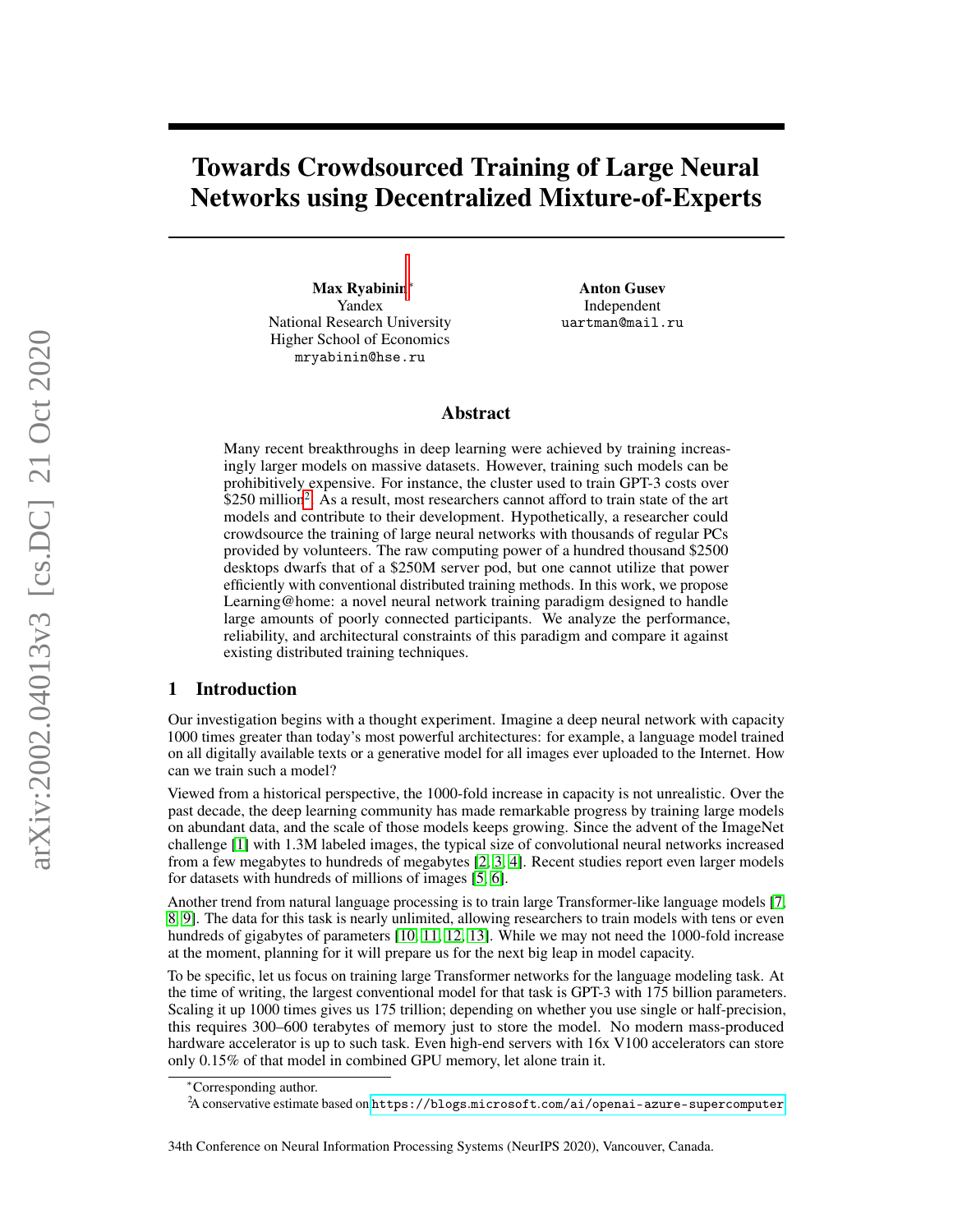# Towards Crowdsourced Training of Large Neural Networks using Decentralized Mixture-of-Experts

**Max Ryabinin**[*]
Yandex
National Research University
Higher School of Economics
mryabinin@hse.ru

**Anton Gusev**
Independent
uartman@mail.ru

## Abstract

Many recent breakthroughs in deep learning were achieved by training increasingly larger models on massive datasets. However, training such models can be prohibitively expensive. For instance, the cluster used to train GPT-3 costs over \$250 million[2]. As a result, most researchers cannot afford to train state of the art models and contribute to their development. Hypothetically, a researcher could crowdsource the training of large neural networks with thousands of regular PCs provided by volunteers. The raw computing power of a hundred thousand \$2500 desktops dwarfs that of a \$250M server pod, but one cannot utilize that power efficiently with conventional distributed training methods. In this work, we propose Learning@home: a novel neural network training paradigm designed to handle large amounts of poorly connected participants. We analyze the performance, reliability, and architectural constraints of this paradigm and compare it against existing distributed training techniques.

## 1 Introduction

Our investigation begins with a thought experiment. Imagine a deep neural network with capacity 1000 times greater than today's most powerful architectures: for example, a language model trained on all digitally available texts or a generative model for all images ever uploaded to the Internet. How can we train such a model?

Viewed from a historical perspective, the 1000-fold increase in capacity is not unrealistic. Over the past decade, the deep learning community has made remarkable progress by training large models on abundant data, and the scale of those models keeps growing. Since the advent of the ImageNet challenge [1] with 1.3M labeled images, the typical size of convolutional neural networks increased from a few megabytes to hundreds of megabytes [2, 3, 4]. Recent studies report even larger models for datasets with hundreds of millions of images [5, 6].

Another trend from natural language processing is to train large Transformer-like language models [7, 8, 9]. The data for this task is nearly unlimited, allowing researchers to train models with tens or even hundreds of gigabytes of parameters [10, 11, 12, 13]. While we may not need the 1000-fold increase at the moment, planning for it will prepare us for the next big leap in model capacity.

To be specific, let us focus on training large Transformer networks for the language modeling task. At the time of writing, the largest conventional model for that task is GPT-3 with 175 billion parameters. Scaling it up 1000 times gives us 175 trillion; depending on whether you use single or half-precision, this requires 300–600 terabytes of memory just to store the model. No modern mass-produced hardware accelerator is up to such task. Even high-end servers with 16x V100 accelerators can store only 0.15% of that model in combined GPU memory, let alone train it.

[*]Corresponding author.

[2]A conservative estimate based on https://blogs.microsoft.com/ai/openai-azure-supercomputer

34th Conference on Neural Information Processing Systems (NeurIPS 2020), Vancouver, Canada.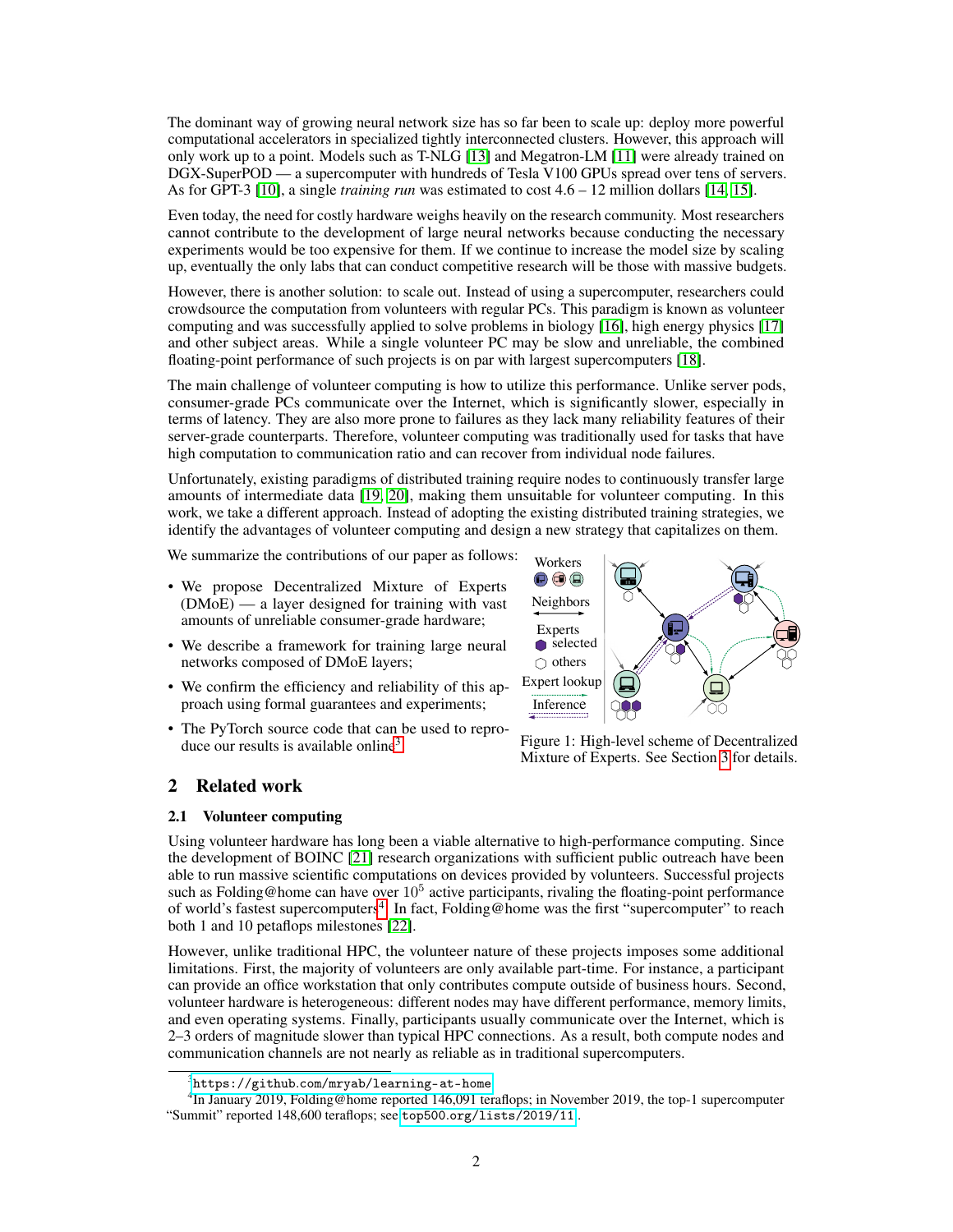The dominant way of growing neural network size has so far been to scale up: deploy more powerful computational accelerators in specialized tightly interconnected clusters. However, this approach will only work up to a point. Models such as T-NLG [13] and Megatron-LM [11] were already trained on DGX-SuperPOD — a supercomputer with hundreds of Tesla V100 GPUs spread over tens of servers. As for GPT-3 [10], a single *training run* was estimated to cost 4.6 – 12 million dollars [14, 15].

Even today, the need for costly hardware weighs heavily on the research community. Most researchers cannot contribute to the development of large neural networks because conducting the necessary experiments would be too expensive for them. If we continue to increase the model size by scaling up, eventually the only labs that can conduct competitive research will be those with massive budgets.

However, there is another solution: to scale out. Instead of using a supercomputer, researchers could crowdsource the computation from volunteers with regular PCs. This paradigm is known as volunteer computing and was successfully applied to solve problems in biology [16], high energy physics [17] and other subject areas. While a single volunteer PC may be slow and unreliable, the combined floating-point performance of such projects is on par with largest supercomputers [18].

The main challenge of volunteer computing is how to utilize this performance. Unlike server pods, consumer-grade PCs communicate over the Internet, which is significantly slower, especially in terms of latency. They are also more prone to failures as they lack many reliability features of their server-grade counterparts. Therefore, volunteer computing was traditionally used for tasks that have high computation to communication ratio and can recover from individual node failures.

Unfortunately, existing paradigms of distributed training require nodes to continuously transfer large amounts of intermediate data [19, 20], making them unsuitable for volunteer computing. In this work, we take a different approach. Instead of adopting the existing distributed training strategies, we identify the advantages of volunteer computing and design a new strategy that capitalizes on them.

We summarize the contributions of our paper as follows:

- We propose Decentralized Mixture of Experts (DMoE) — a layer designed for training with vast amounts of unreliable consumer-grade hardware;
- We describe a framework for training large neural networks composed of DMoE layers;
- We confirm the efficiency and reliability of this approach using formal guarantees and experiments;
- The PyTorch source code that can be used to reproduce our results is available online[3].

Figure 1: High-level scheme of Decentralized Mixture of Experts. See Section 3 for details.

## 2 Related work

### 2.1 Volunteer computing

Using volunteer hardware has long been a viable alternative to high-performance computing. Since the development of BOINC [21] research organizations with sufficient public outreach have been able to run massive scientific computations on devices provided by volunteers. Successful projects such as Folding@home can have over $10^5$ active participants, rivaling the floating-point performance of world's fastest supercomputers[4]. In fact, Folding@home was the first "supercomputer" to reach both 1 and 10 petaflops milestones [22].

However, unlike traditional HPC, the volunteer nature of these projects imposes some additional limitations. First, the majority of volunteers are only available part-time. For instance, a participant can provide an office workstation that only contributes compute outside of business hours. Second, volunteer hardware is heterogeneous: different nodes may have different performance, memory limits, and even operating systems. Finally, participants usually communicate over the Internet, which is 2–3 orders of magnitude slower than typical HPC connections. As a result, both compute nodes and communication channels are not nearly as reliable as in traditional supercomputers.

[3] https://github.com/mryab/learning-at-home

[4] In January 2019, Folding@home reported 146,091 teraflops; in November 2019, the top-1 supercomputer "Summit" reported 148,600 teraflops; see top500.org/lists/2019/11.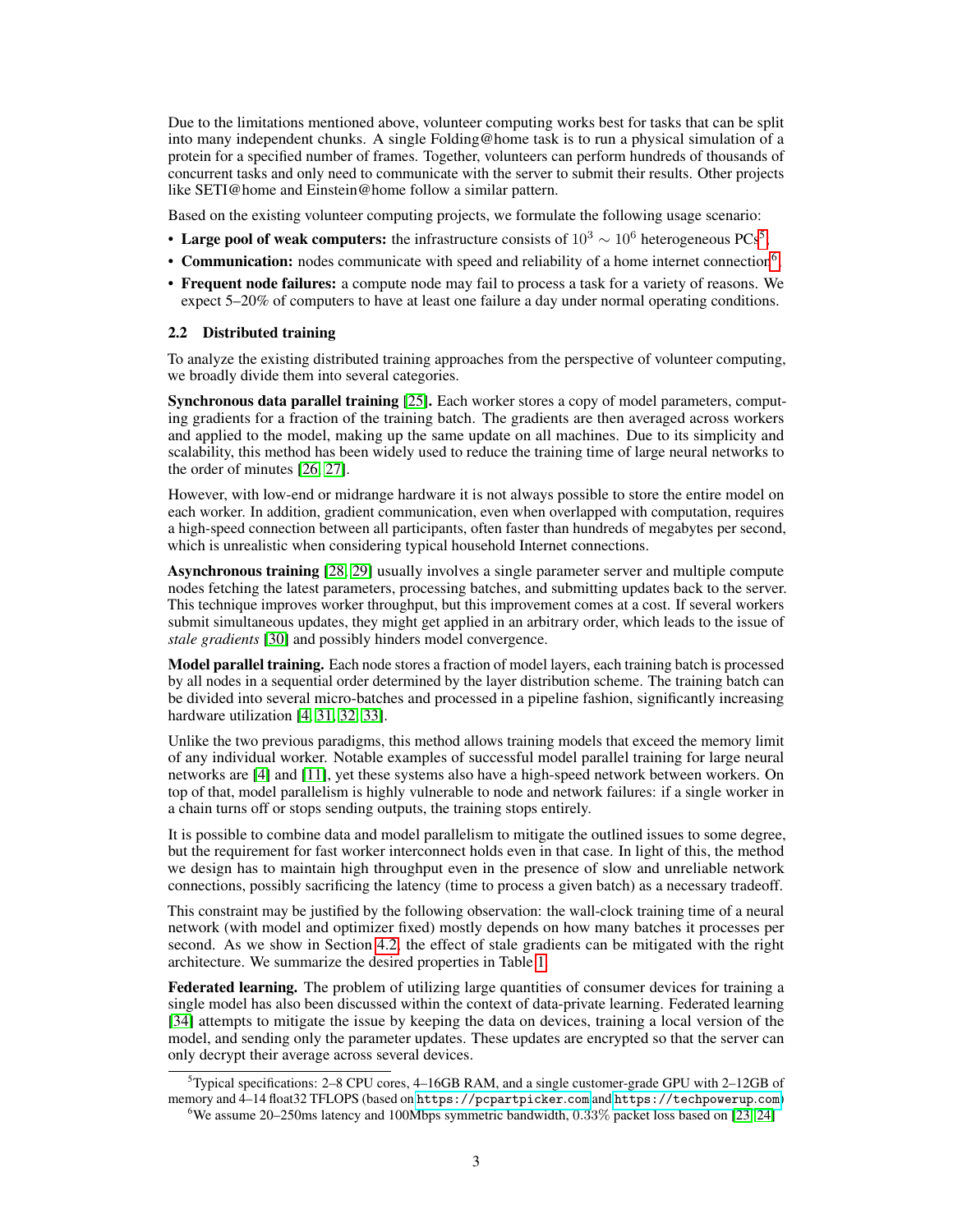Due to the limitations mentioned above, volunteer computing works best for tasks that can be split into many independent chunks. A single Folding@home task is to run a physical simulation of a protein for a specified number of frames. Together, volunteers can perform hundreds of thousands of concurrent tasks and only need to communicate with the server to submit their results. Other projects like SETI@home and Einstein@home follow a similar pattern.

Based on the existing volunteer computing projects, we formulate the following usage scenario:

- **Large pool of weak computers:** the infrastructure consists of $10^3 \sim 10^6$ heterogeneous PCs[5].
- **Communication:** nodes communicate with speed and reliability of a home internet connection[6].
- **Frequent node failures:** a compute node may fail to process a task for a variety of reasons. We expect 5–20% of computers to have at least one failure a day under normal operating conditions.

### 2.2 Distributed training

To analyze the existing distributed training approaches from the perspective of volunteer computing, we broadly divide them into several categories.

**Synchronous data parallel training** [25]**.** Each worker stores a copy of model parameters, computing gradients for a fraction of the training batch. The gradients are then averaged across workers and applied to the model, making up the same update on all machines. Due to its simplicity and scalability, this method has been widely used to reduce the training time of large neural networks to the order of minutes [26, 27].

However, with low-end or midrange hardware it is not always possible to store the entire model on each worker. In addition, gradient communication, even when overlapped with computation, requires a high-speed connection between all participants, often faster than hundreds of megabytes per second, which is unrealistic when considering typical household Internet connections.

**Asynchronous training** [28, 29] usually involves a single parameter server and multiple compute nodes fetching the latest parameters, processing batches, and submitting updates back to the server. This technique improves worker throughput, but this improvement comes at a cost. If several workers submit simultaneous updates, they might get applied in an arbitrary order, which leads to the issue of *stale gradients* [30] and possibly hinders model convergence.

**Model parallel training.** Each node stores a fraction of model layers, each training batch is processed by all nodes in a sequential order determined by the layer distribution scheme. The training batch can be divided into several micro-batches and processed in a pipeline fashion, significantly increasing hardware utilization [4, 31, 32, 33].

Unlike the two previous paradigms, this method allows training models that exceed the memory limit of any individual worker. Notable examples of successful model parallel training for large neural networks are [4] and [11], yet these systems also have a high-speed network between workers. On top of that, model parallelism is highly vulnerable to node and network failures: if a single worker in a chain turns off or stops sending outputs, the training stops entirely.

It is possible to combine data and model parallelism to mitigate the outlined issues to some degree, but the requirement for fast worker interconnect holds even in that case. In light of this, the method we design has to maintain high throughput even in the presence of slow and unreliable network connections, possibly sacrificing the latency (time to process a given batch) as a necessary tradeoff.

This constraint may be justified by the following observation: the wall-clock training time of a neural network (with model and optimizer fixed) mostly depends on how many batches it processes per second. As we show in Section 4.2, the effect of stale gradients can be mitigated with the right architecture. We summarize the desired properties in Table 1.

**Federated learning.** The problem of utilizing large quantities of consumer devices for training a single model has also been discussed within the context of data-private learning. Federated learning [34] attempts to mitigate the issue by keeping the data on devices, training a local version of the model, and sending only the parameter updates. These updates are encrypted so that the server can only decrypt their average across several devices.

---

[5] Typical specifications: 2–8 CPU cores, 4–16GB RAM, and a single customer-grade GPU with 2–12GB of memory and 4–14 float32 TFLOPS (based on https://pcpartpicker.com and https://techpowerup.com)

[6] We assume 20–250ms latency and 100Mbps symmetric bandwidth, 0.33% packet loss based on [23, 24]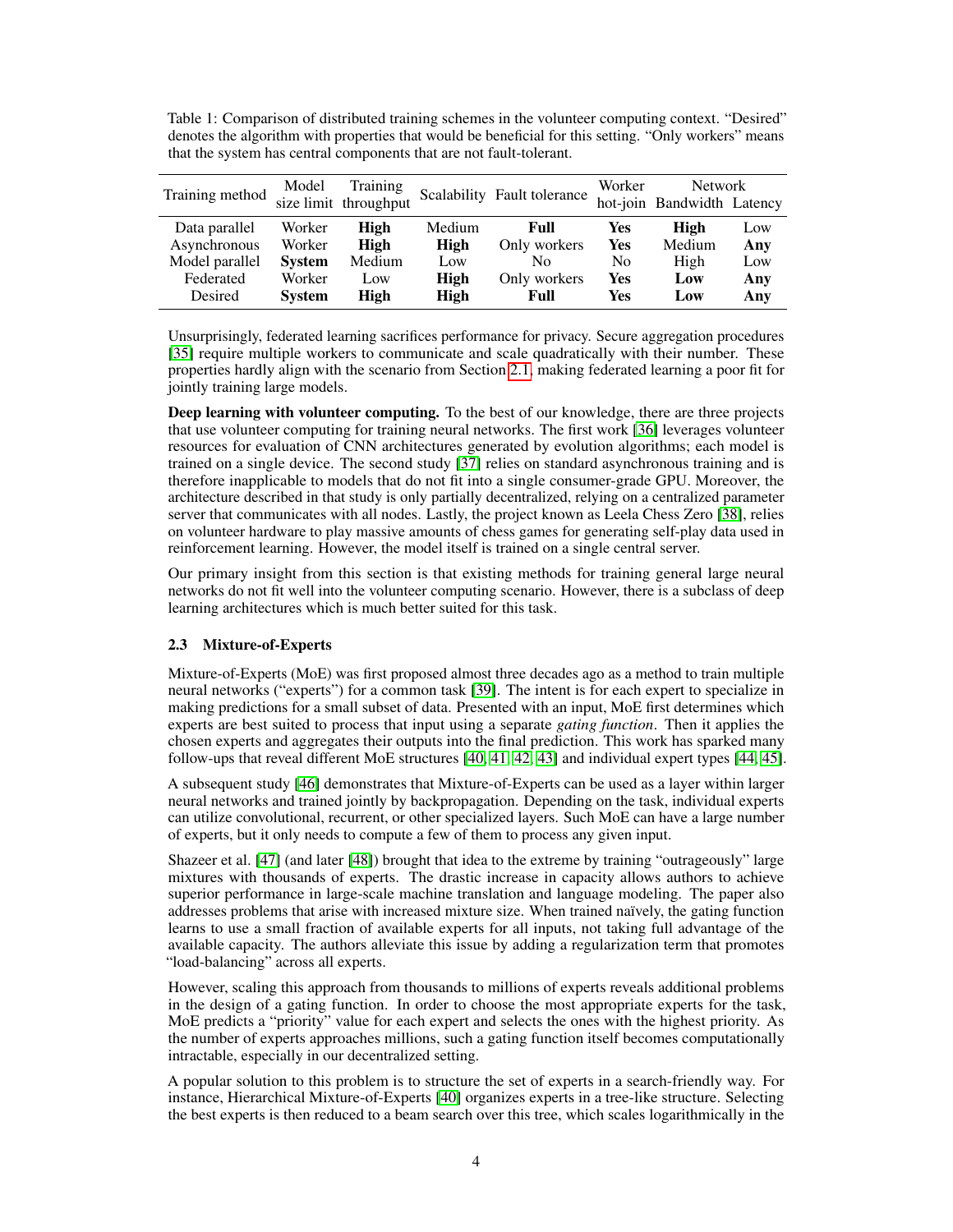Table 1: Comparison of distributed training schemes in the volunteer computing context. "Desired" denotes the algorithm with properties that would be beneficial for this setting. "Only workers" means that the system has central components that are not fault-tolerant.

| Training method | Model size limit | Training throughput | Scalability | Fault tolerance | Worker hot-join | Network | |
|---|---|---|---|---|---|---|---|
| | | | | | | Bandwidth | Latency |
| Data parallel | Worker | **High** | Medium | **Full** | **Yes** | **High** | Low |
| Asynchronous | Worker | **High** | **High** | Only workers | **Yes** | Medium | **Any** |
| Model parallel | **System** | Medium | Low | No | No | High | Low |
| Federated | Worker | Low | **High** | Only workers | **Yes** | **Low** | **Any** |
| Desired | **System** | **High** | **High** | **Full** | **Yes** | **Low** | **Any** |

Unsurprisingly, federated learning sacrifices performance for privacy. Secure aggregation procedures [35] require multiple workers to communicate and scale quadratically with their number. These properties hardly align with the scenario from Section 2.1, making federated learning a poor fit for jointly training large models.

**Deep learning with volunteer computing.** To the best of our knowledge, there are three projects that use volunteer computing for training neural networks. The first work [36] leverages volunteer resources for evaluation of CNN architectures generated by evolution algorithms; each model is trained on a single device. The second study [37] relies on standard asynchronous training and is therefore inapplicable to models that do not fit into a single consumer-grade GPU. Moreover, the architecture described in that study is only partially decentralized, relying on a centralized parameter server that communicates with all nodes. Lastly, the project known as Leela Chess Zero [38], relies on volunteer hardware to play massive amounts of chess games for generating self-play data used in reinforcement learning. However, the model itself is trained on a single central server.

Our primary insight from this section is that existing methods for training general large neural networks do not fit well into the volunteer computing scenario. However, there is a subclass of deep learning architectures which is much better suited for this task.

### 2.3 Mixture-of-Experts

Mixture-of-Experts (MoE) was first proposed almost three decades ago as a method to train multiple neural networks ("experts") for a common task [39]. The intent is for each expert to specialize in making predictions for a small subset of data. Presented with an input, MoE first determines which experts are best suited to process that input using a separate *gating function*. Then it applies the chosen experts and aggregates their outputs into the final prediction. This work has sparked many follow-ups that reveal different MoE structures [40, 41, 42, 43] and individual expert types [44, 45].

A subsequent study [46] demonstrates that Mixture-of-Experts can be used as a layer within larger neural networks and trained jointly by backpropagation. Depending on the task, individual experts can utilize convolutional, recurrent, or other specialized layers. Such MoE can have a large number of experts, but it only needs to compute a few of them to process any given input.

Shazeer et al. [47] (and later [48]) brought that idea to the extreme by training "outrageously" large mixtures with thousands of experts. The drastic increase in capacity allows authors to achieve superior performance in large-scale machine translation and language modeling. The paper also addresses problems that arise with increased mixture size. When trained naïvely, the gating function learns to use a small fraction of available experts for all inputs, not taking full advantage of the available capacity. The authors alleviate this issue by adding a regularization term that promotes "load-balancing" across all experts.

However, scaling this approach from thousands to millions of experts reveals additional problems in the design of a gating function. In order to choose the most appropriate experts for the task, MoE predicts a "priority" value for each expert and selects the ones with the highest priority. As the number of experts approaches millions, such a gating function itself becomes computationally intractable, especially in our decentralized setting.

A popular solution to this problem is to structure the set of experts in a search-friendly way. For instance, Hierarchical Mixture-of-Experts [40] organizes experts in a tree-like structure. Selecting the best experts is then reduced to a beam search over this tree, which scales logarithmically in the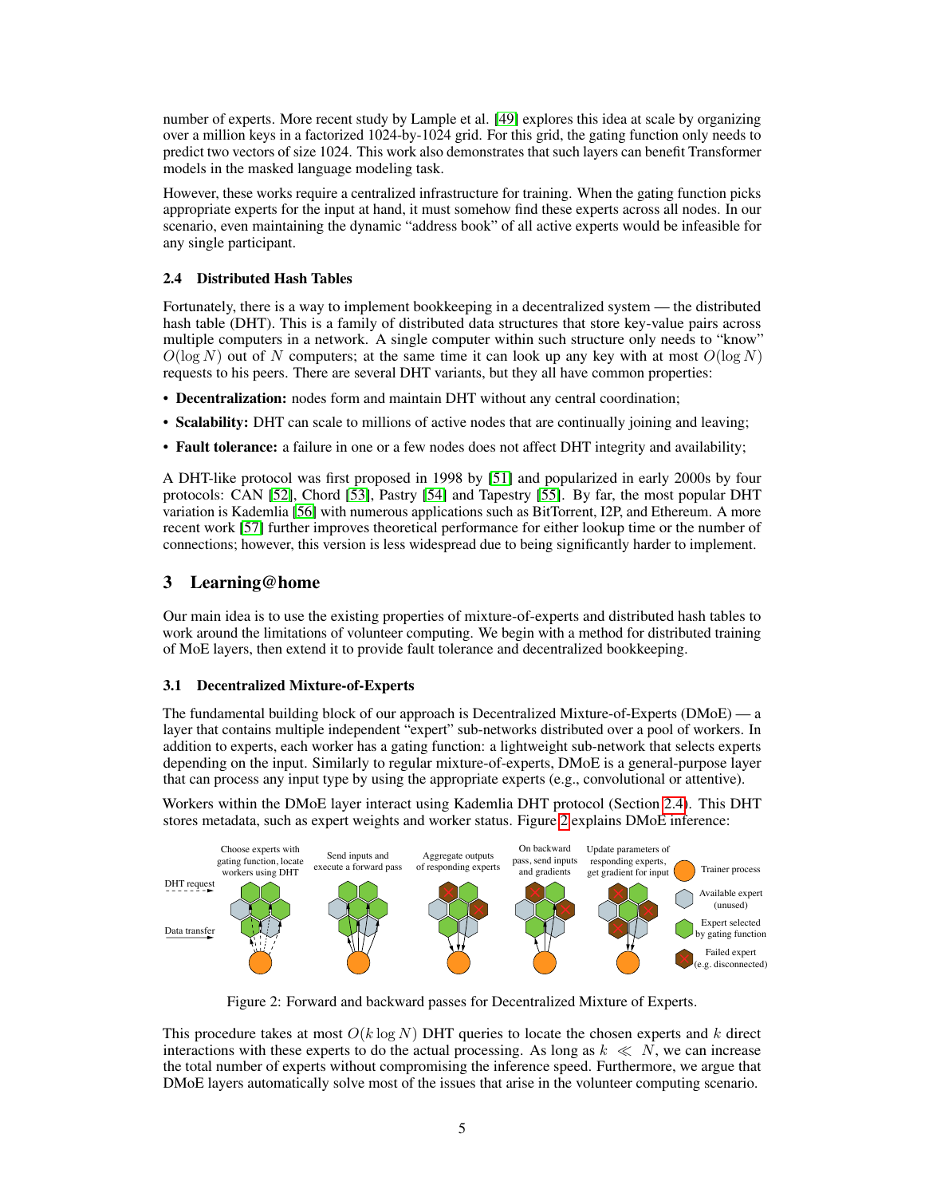number of experts. More recent study by Lample et al. [49] explores this idea at scale by organizing over a million keys in a factorized 1024-by-1024 grid. For this grid, the gating function only needs to predict two vectors of size 1024. This work also demonstrates that such layers can benefit Transformer models in the masked language modeling task.

However, these works require a centralized infrastructure for training. When the gating function picks appropriate experts for the input at hand, it must somehow find these experts across all nodes. In our scenario, even maintaining the dynamic "address book" of all active experts would be infeasible for any single participant.

### 2.4 Distributed Hash Tables

Fortunately, there is a way to implement bookkeeping in a decentralized system — the distributed hash table (DHT). This is a family of distributed data structures that store key-value pairs across multiple computers in a network. A single computer within such structure only needs to "know" $O(\log N)$ out of $N$ computers; at the same time it can look up any key with at most $O(\log N)$ requests to his peers. There are several DHT variants, but they all have common properties:

- **Decentralization:** nodes form and maintain DHT without any central coordination;
- **Scalability:** DHT can scale to millions of active nodes that are continually joining and leaving;
- **Fault tolerance:** a failure in one or a few nodes does not affect DHT integrity and availability;

A DHT-like protocol was first proposed in 1998 by [51] and popularized in early 2000s by four protocols: CAN [52], Chord [53], Pastry [54] and Tapestry [55]. By far, the most popular DHT variation is Kademlia [56] with numerous applications such as BitTorrent, I2P, and Ethereum. A more recent work [57] further improves theoretical performance for either lookup time or the number of connections; however, this version is less widespread due to being significantly harder to implement.

## 3 Learning@home

Our main idea is to use the existing properties of mixture-of-experts and distributed hash tables to work around the limitations of volunteer computing. We begin with a method for distributed training of MoE layers, then extend it to provide fault tolerance and decentralized bookkeeping.

### 3.1 Decentralized Mixture-of-Experts

The fundamental building block of our approach is Decentralized Mixture-of-Experts (DMoE) — a layer that contains multiple independent "expert" sub-networks distributed over a pool of workers. In addition to experts, each worker has a gating function: a lightweight sub-network that selects experts depending on the input. Similarly to regular mixture-of-experts, DMoE is a general-purpose layer that can process any input type by using the appropriate experts (e.g., convolutional or attentive).

Workers within the DMoE layer interact using Kademlia DHT protocol (Section 2.4). This DHT stores metadata, such as expert weights and worker status. Figure 2 explains DMoE inference:

Figure 2: Forward and backward passes for Decentralized Mixture of Experts.

This procedure takes at most $O(k \log N)$ DHT queries to locate the chosen experts and $k$ direct interactions with these experts to do the actual processing. As long as $k \ll N$, we can increase the total number of experts without compromising the inference speed. Furthermore, we argue that DMoE layers automatically solve most of the issues that arise in the volunteer computing scenario.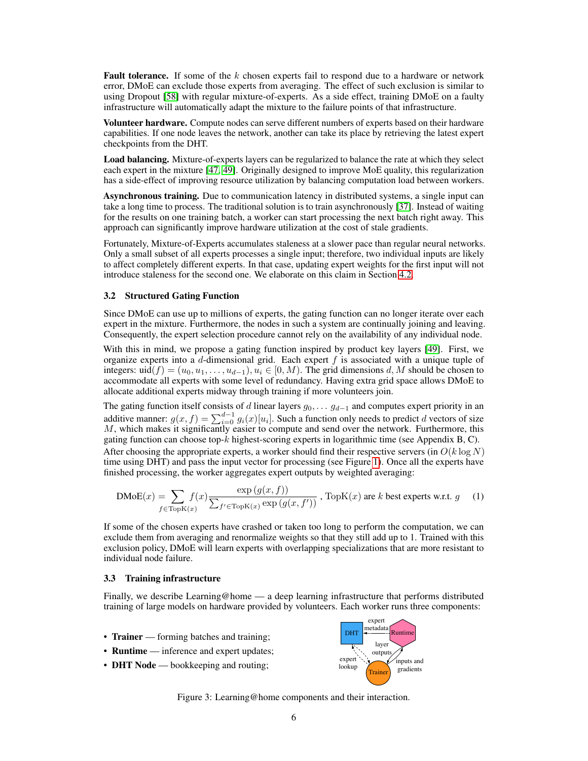**Fault tolerance.** If some of the $k$ chosen experts fail to respond due to a hardware or network error, DMoE can exclude those experts from averaging. The effect of such exclusion is similar to using Dropout [58] with regular mixture-of-experts. As a side effect, training DMoE on a faulty infrastructure will automatically adapt the mixture to the failure points of that infrastructure.

**Volunteer hardware.** Compute nodes can serve different numbers of experts based on their hardware capabilities. If one node leaves the network, another can take its place by retrieving the latest expert checkpoints from the DHT.

**Load balancing.** Mixture-of-experts layers can be regularized to balance the rate at which they select each expert in the mixture [47, 49]. Originally designed to improve MoE quality, this regularization has a side-effect of improving resource utilization by balancing computation load between workers.

**Asynchronous training.** Due to communication latency in distributed systems, a single input can take a long time to process. The traditional solution is to train asynchronously [37]. Instead of waiting for the results on one training batch, a worker can start processing the next batch right away. This approach can significantly improve hardware utilization at the cost of stale gradients.

Fortunately, Mixture-of-Experts accumulates staleness at a slower pace than regular neural networks. Only a small subset of all experts processes a single input; therefore, two individual inputs are likely to affect completely different experts. In that case, updating expert weights for the first input will not introduce staleness for the second one. We elaborate on this claim in Section 4.2.

### 3.2 Structured Gating Function

Since DMoE can use up to millions of experts, the gating function can no longer iterate over each expert in the mixture. Furthermore, the nodes in such a system are continually joining and leaving. Consequently, the expert selection procedure cannot rely on the availability of any individual node.

With this in mind, we propose a gating function inspired by product key layers [49]. First, we organize experts into a $d$-dimensional grid. Each expert $f$ is associated with a unique tuple of integers: $\text{uid}(f) = (u_0, u_1, \ldots, u_{d-1}), u_i \in [0, M)$. The grid dimensions $d, M$ should be chosen to accommodate all experts with some level of redundancy. Having extra grid space allows DMoE to allocate additional experts midway through training if more volunteers join.

The gating function itself consists of $d$ linear layers $g_0, \ldots g_{d-1}$ and computes expert priority in an additive manner: $g(x, f) = \sum_{i=0}^{d-1} g_i(x)[u_i]$. Such a function only needs to predict $d$ vectors of size $M$, which makes it significantly easier to compute and send over the network. Furthermore, this gating function can choose top-$k$ highest-scoring experts in logarithmic time (see Appendix B, C).

After choosing the appropriate experts, a worker should find their respective servers (in $O(k \log N)$ time using DHT) and pass the input vector for processing (see Figure 1). Once all the experts have finished processing, the worker aggregates expert outputs by weighted averaging:

$$\text{DMoE}(x) = \sum_{f \in \text{TopK}(x)} f(x) \frac{\exp\left(g(x, f)\right)}{\sum_{f' \in \text{TopK}(x)} \exp\left(g(x, f')\right)} \text{ , TopK}(x) \text{ are } k \text{ best experts w.r.t. } g \quad (1)$$

If some of the chosen experts have crashed or taken too long to perform the computation, we can exclude them from averaging and renormalize weights so that they still add up to 1. Trained with this exclusion policy, DMoE will learn experts with overlapping specializations that are more resistant to individual node failure.

### 3.3 Training infrastructure

Finally, we describe Learning@home — a deep learning infrastructure that performs distributed training of large models on hardware provided by volunteers. Each worker runs three components:

- **Trainer** — forming batches and training;
- **Runtime** — inference and expert updates;
- **DHT Node** — bookkeeping and routing;

Figure 3: Learning@home components and their interaction.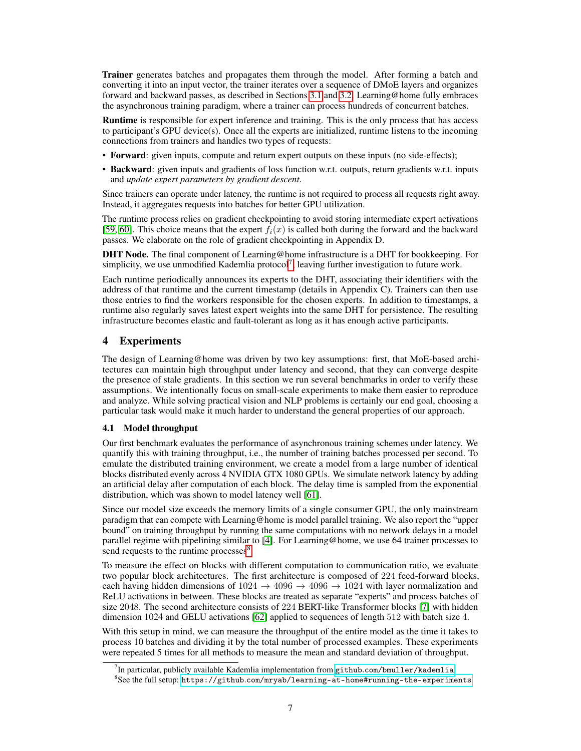**Trainer** generates batches and propagates them through the model. After forming a batch and converting it into an input vector, the trainer iterates over a sequence of DMoE layers and organizes forward and backward passes, as described in Sections 3.1 and 3.2. Learning@home fully embraces the asynchronous training paradigm, where a trainer can process hundreds of concurrent batches.

**Runtime** is responsible for expert inference and training. This is the only process that has access to participant's GPU device(s). Once all the experts are initialized, runtime listens to the incoming connections from trainers and handles two types of requests:

- **Forward**: given inputs, compute and return expert outputs on these inputs (no side-effects);
- **Backward**: given inputs and gradients of loss function w.r.t. outputs, return gradients w.r.t. inputs and *update expert parameters by gradient descent*.

Since trainers can operate under latency, the runtime is not required to process all requests right away. Instead, it aggregates requests into batches for better GPU utilization.

The runtime process relies on gradient checkpointing to avoid storing intermediate expert activations [59, 60]. This choice means that the expert $f_i(x)$ is called both during the forward and the backward passes. We elaborate on the role of gradient checkpointing in Appendix D.

**DHT Node.** The final component of Learning@home infrastructure is a DHT for bookkeeping. For simplicity, we use unmodified Kademlia protocol[7], leaving further investigation to future work.

Each runtime periodically announces its experts to the DHT, associating their identifiers with the address of that runtime and the current timestamp (details in Appendix C). Trainers can then use those entries to find the workers responsible for the chosen experts. In addition to timestamps, a runtime also regularly saves latest expert weights into the same DHT for persistence. The resulting infrastructure becomes elastic and fault-tolerant as long as it has enough active participants.

## 4 Experiments

The design of Learning@home was driven by two key assumptions: first, that MoE-based architectures can maintain high throughput under latency and second, that they can converge despite the presence of stale gradients. In this section we run several benchmarks in order to verify these assumptions. We intentionally focus on small-scale experiments to make them easier to reproduce and analyze. While solving practical vision and NLP problems is certainly our end goal, choosing a particular task would make it much harder to understand the general properties of our approach.

### 4.1 Model throughput

Our first benchmark evaluates the performance of asynchronous training schemes under latency. We quantify this with training throughput, i.e., the number of training batches processed per second. To emulate the distributed training environment, we create a model from a large number of identical blocks distributed evenly across 4 NVIDIA GTX 1080 GPUs. We simulate network latency by adding an artificial delay after computation of each block. The delay time is sampled from the exponential distribution, which was shown to model latency well [61].

Since our model size exceeds the memory limits of a single consumer GPU, the only mainstream paradigm that can compete with Learning@home is model parallel training. We also report the "upper bound" on training throughput by running the same computations with no network delays in a model parallel regime with pipelining similar to [4]. For Learning@home, we use 64 trainer processes to send requests to the runtime processes[8].

To measure the effect on blocks with different computation to communication ratio, we evaluate two popular block architectures. The first architecture is composed of 224 feed-forward blocks, each having hidden dimensions of $1024 \to 4096 \to 4096 \to 1024$ with layer normalization and ReLU activations in between. These blocks are treated as separate "experts" and process batches of size 2048. The second architecture consists of 224 BERT-like Transformer blocks [7] with hidden dimension 1024 and GELU activations [62] applied to sequences of length 512 with batch size 4.

With this setup in mind, we can measure the throughput of the entire model as the time it takes to process 10 batches and dividing it by the total number of processed examples. These experiments were repeated 5 times for all methods to measure the mean and standard deviation of throughput.

[7] In particular, publicly available Kademlia implementation from github.com/bmuller/kademlia

[8] See the full setup: https://github.com/mryab/learning-at-home#running-the-experiments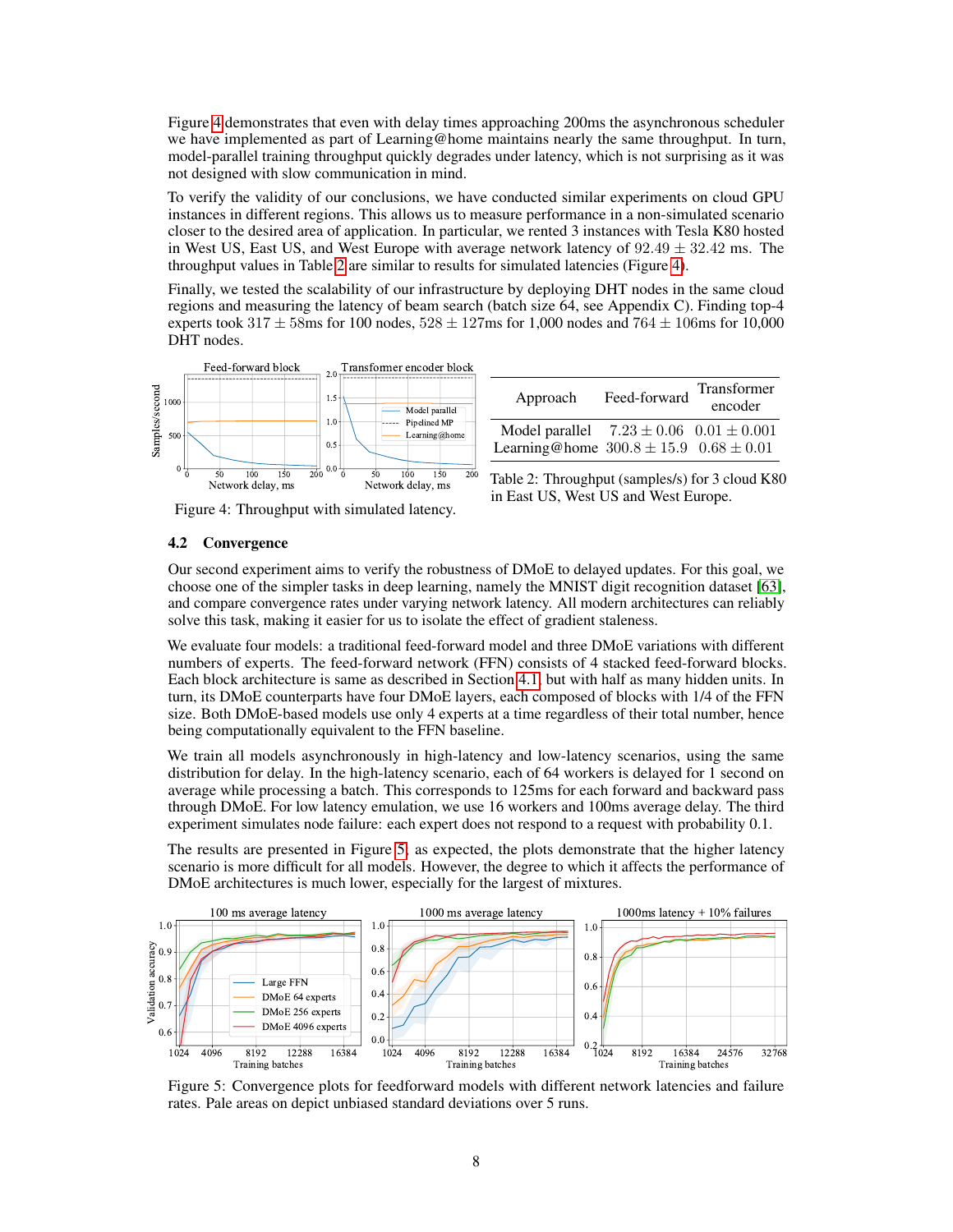Figure 4 demonstrates that even with delay times approaching 200ms the asynchronous scheduler we have implemented as part of Learning@home maintains nearly the same throughput. In turn, model-parallel training throughput quickly degrades under latency, which is not surprising as it was not designed with slow communication in mind.

To verify the validity of our conclusions, we have conducted similar experiments on cloud GPU instances in different regions. This allows us to measure performance in a non-simulated scenario closer to the desired area of application. In particular, we rented 3 instances with Tesla K80 hosted in West US, East US, and West Europe with average network latency of $92.49 \pm 32.42$ ms. The throughput values in Table 2 are similar to results for simulated latencies (Figure 4).

Finally, we tested the scalability of our infrastructure by deploying DHT nodes in the same cloud regions and measuring the latency of beam search (batch size 64, see Appendix C). Finding top-4 experts took $317 \pm 58$ms for 100 nodes, $528 \pm 127$ms for 1,000 nodes and $764 \pm 106$ms for 10,000 DHT nodes.

Figure 4: Throughput with simulated latency.

| Approach | Feed-forward | Transformer encoder |
|---|---|---|
| Model parallel | $7.23 \pm 0.06$ | $0.01 \pm 0.001$ |
| Learning@home | $300.8 \pm 15.9$ | $0.68 \pm 0.01$ |

Table 2: Throughput (samples/s) for 3 cloud K80 in East US, West US and West Europe.

## 4.2 Convergence

Our second experiment aims to verify the robustness of DMoE to delayed updates. For this goal, we choose one of the simpler tasks in deep learning, namely the MNIST digit recognition dataset [63], and compare convergence rates under varying network latency. All modern architectures can reliably solve this task, making it easier for us to isolate the effect of gradient staleness.

We evaluate four models: a traditional feed-forward model and three DMoE variations with different numbers of experts. The feed-forward network (FFN) consists of 4 stacked feed-forward blocks. Each block architecture is same as described in Section 4.1, but with half as many hidden units. In turn, its DMoE counterparts have four DMoE layers, each composed of blocks with 1/4 of the FFN size. Both DMoE-based models use only 4 experts at a time regardless of their total number, hence being computationally equivalent to the FFN baseline.

We train all models asynchronously in high-latency and low-latency scenarios, using the same distribution for delay. In the high-latency scenario, each of 64 workers is delayed for 1 second on average while processing a batch. This corresponds to 125ms for each forward and backward pass through DMoE. For low latency emulation, we use 16 workers and 100ms average delay. The third experiment simulates node failure: each expert does not respond to a request with probability 0.1.

The results are presented in Figure 5; as expected, the plots demonstrate that the higher latency scenario is more difficult for all models. However, the degree to which it affects the performance of DMoE architectures is much lower, especially for the largest of mixtures.

Figure 5: Convergence plots for feedforward models with different network latencies and failure rates. Pale areas on depict unbiased standard deviations over 5 runs.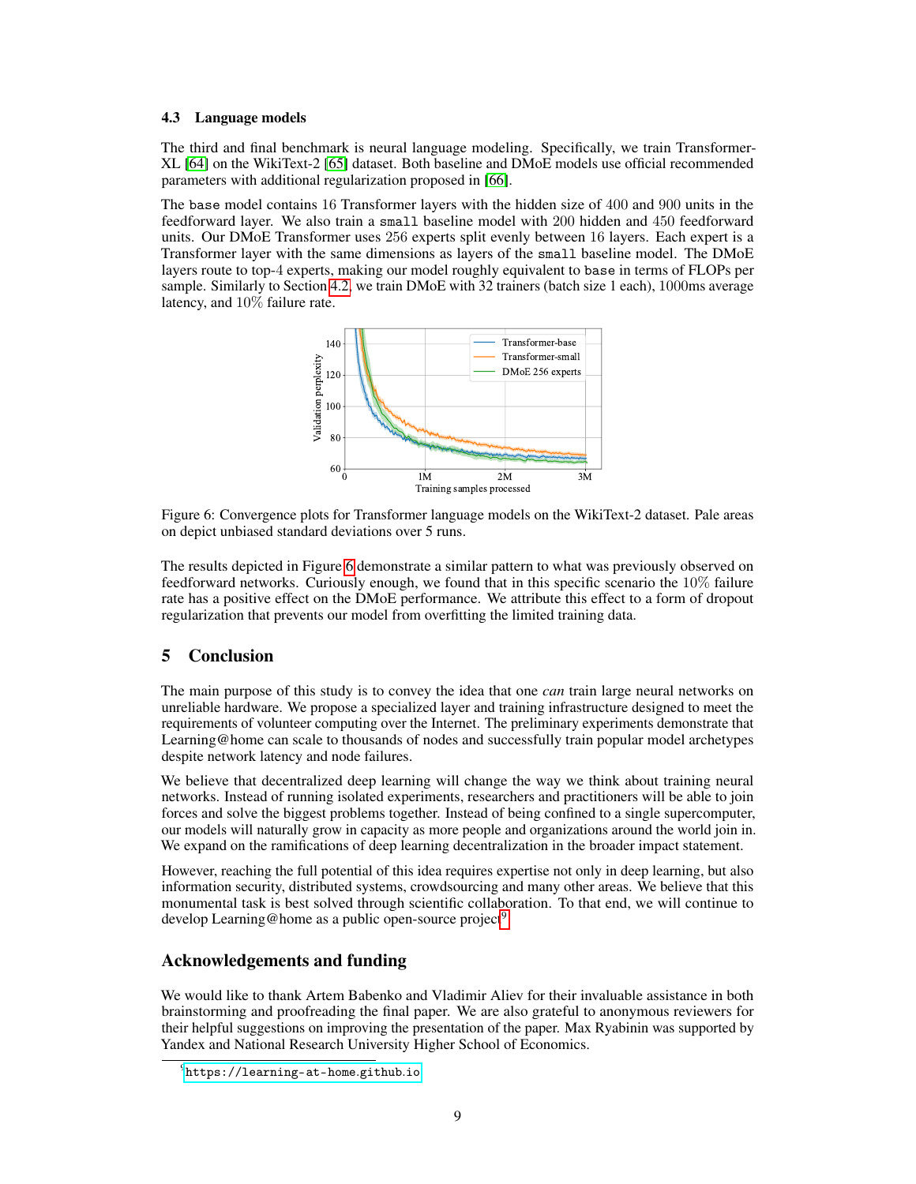### 4.3 Language models

The third and final benchmark is neural language modeling. Specifically, we train Transformer-XL [64] on the WikiText-2 [65] dataset. Both baseline and DMoE models use official recommended parameters with additional regularization proposed in [66].

The `base` model contains 16 Transformer layers with the hidden size of 400 and 900 units in the feedforward layer. We also train a `small` baseline model with 200 hidden and 450 feedforward units. Our DMoE Transformer uses 256 experts split evenly between 16 layers. Each expert is a Transformer layer with the same dimensions as layers of the `small` baseline model. The DMoE layers route to top-4 experts, making our model roughly equivalent to `base` in terms of FLOPs per sample. Similarly to Section 4.2, we train DMoE with 32 trainers (batch size 1 each), 1000ms average latency, and 10% failure rate.

Figure 6: Convergence plots for Transformer language models on the WikiText-2 dataset. Pale areas on depict unbiased standard deviations over 5 runs.

The results depicted in Figure 6 demonstrate a similar pattern to what was previously observed on feedforward networks. Curiously enough, we found that in this specific scenario the 10% failure rate has a positive effect on the DMoE performance. We attribute this effect to a form of dropout regularization that prevents our model from overfitting the limited training data.

## 5 Conclusion

The main purpose of this study is to convey the idea that one *can* train large neural networks on unreliable hardware. We propose a specialized layer and training infrastructure designed to meet the requirements of volunteer computing over the Internet. The preliminary experiments demonstrate that Learning@home can scale to thousands of nodes and successfully train popular model archetypes despite network latency and node failures.

We believe that decentralized deep learning will change the way we think about training neural networks. Instead of running isolated experiments, researchers and practitioners will be able to join forces and solve the biggest problems together. Instead of being confined to a single supercomputer, our models will naturally grow in capacity as more people and organizations around the world join in. We expand on the ramifications of deep learning decentralization in the broader impact statement.

However, reaching the full potential of this idea requires expertise not only in deep learning, but also information security, distributed systems, crowdsourcing and many other areas. We believe that this monumental task is best solved through scientific collaboration. To that end, we will continue to develop Learning@home as a public open-source project[9].

## Acknowledgements and funding

We would like to thank Artem Babenko and Vladimir Aliev for their invaluable assistance in both brainstorming and proofreading the final paper. We are also grateful to anonymous reviewers for their helpful suggestions on improving the presentation of the paper. Max Ryabinin was supported by Yandex and National Research University Higher School of Economics.

[9] https://learning-at-home.github.io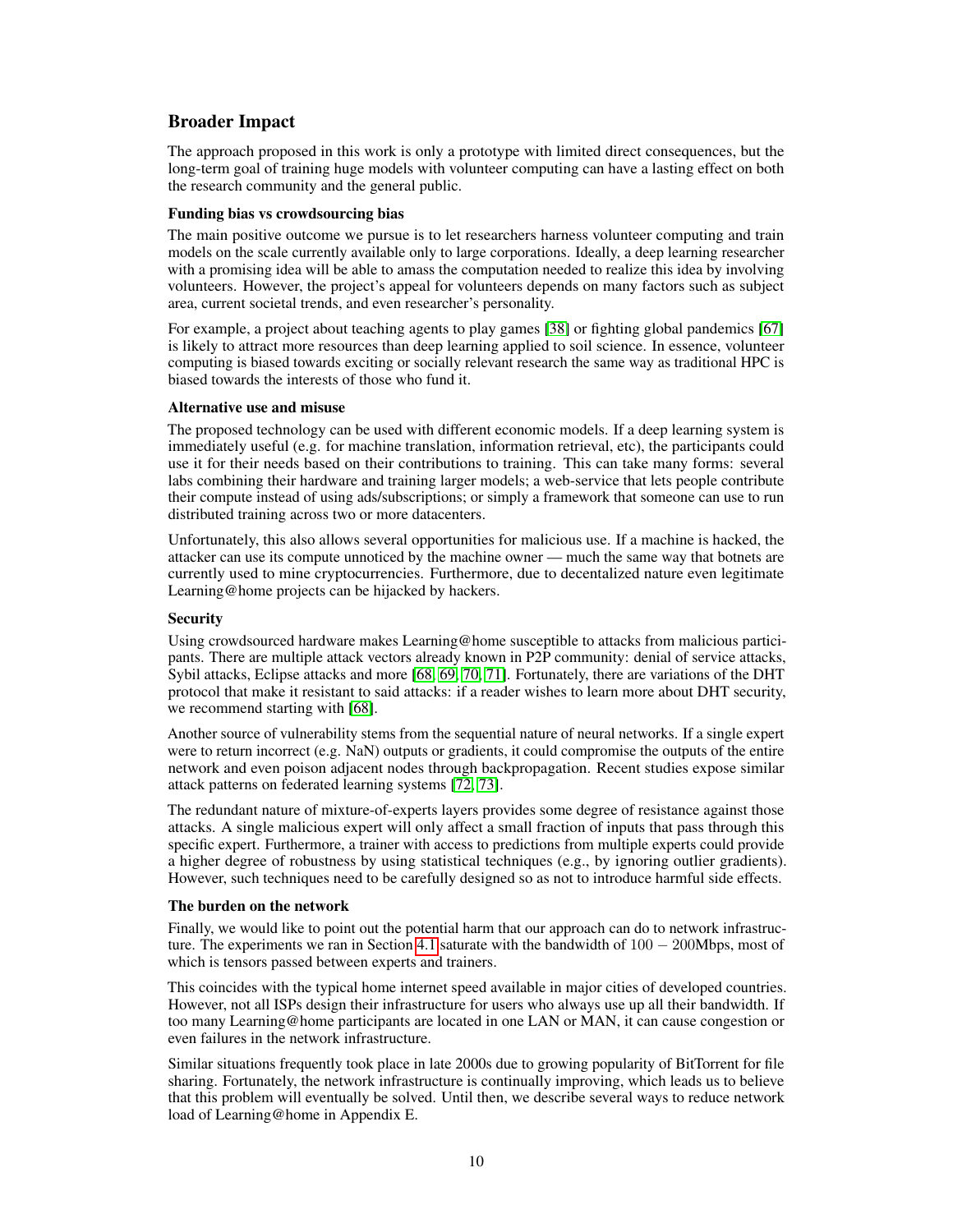## Broader Impact

The approach proposed in this work is only a prototype with limited direct consequences, but the long-term goal of training huge models with volunteer computing can have a lasting effect on both the research community and the general public.

### Funding bias vs crowdsourcing bias

The main positive outcome we pursue is to let researchers harness volunteer computing and train models on the scale currently available only to large corporations. Ideally, a deep learning researcher with a promising idea will be able to amass the computation needed to realize this idea by involving volunteers. However, the project's appeal for volunteers depends on many factors such as subject area, current societal trends, and even researcher's personality.

For example, a project about teaching agents to play games [38] or fighting global pandemics [67] is likely to attract more resources than deep learning applied to soil science. In essence, volunteer computing is biased towards exciting or socially relevant research the same way as traditional HPC is biased towards the interests of those who fund it.

### Alternative use and misuse

The proposed technology can be used with different economic models. If a deep learning system is immediately useful (e.g. for machine translation, information retrieval, etc), the participants could use it for their needs based on their contributions to training. This can take many forms: several labs combining their hardware and training larger models; a web-service that lets people contribute their compute instead of using ads/subscriptions; or simply a framework that someone can use to run distributed training across two or more datacenters.

Unfortunately, this also allows several opportunities for malicious use. If a machine is hacked, the attacker can use its compute unnoticed by the machine owner — much the same way that botnets are currently used to mine cryptocurrencies. Furthermore, due to decentalized nature even legitimate Learning@home projects can be hijacked by hackers.

### Security

Using crowdsourced hardware makes Learning@home susceptible to attacks from malicious participants. There are multiple attack vectors already known in P2P community: denial of service attacks, Sybil attacks, Eclipse attacks and more [68, 69, 70, 71]. Fortunately, there are variations of the DHT protocol that make it resistant to said attacks: if a reader wishes to learn more about DHT security, we recommend starting with [68].

Another source of vulnerability stems from the sequential nature of neural networks. If a single expert were to return incorrect (e.g. NaN) outputs or gradients, it could compromise the outputs of the entire network and even poison adjacent nodes through backpropagation. Recent studies expose similar attack patterns on federated learning systems [72, 73].

The redundant nature of mixture-of-experts layers provides some degree of resistance against those attacks. A single malicious expert will only affect a small fraction of inputs that pass through this specific expert. Furthermore, a trainer with access to predictions from multiple experts could provide a higher degree of robustness by using statistical techniques (e.g., by ignoring outlier gradients). However, such techniques need to be carefully designed so as not to introduce harmful side effects.

### The burden on the network

Finally, we would like to point out the potential harm that our approach can do to network infrastructure. The experiments we ran in Section 4.1 saturate with the bandwidth of $100 - 200$Mbps, most of which is tensors passed between experts and trainers.

This coincides with the typical home internet speed available in major cities of developed countries. However, not all ISPs design their infrastructure for users who always use up all their bandwidth. If too many Learning@home participants are located in one LAN or MAN, it can cause congestion or even failures in the network infrastructure.

Similar situations frequently took place in late 2000s due to growing popularity of BitTorrent for file sharing. Fortunately, the network infrastructure is continually improving, which leads us to believe that this problem will eventually be solved. Until then, we describe several ways to reduce network load of Learning@home in Appendix E.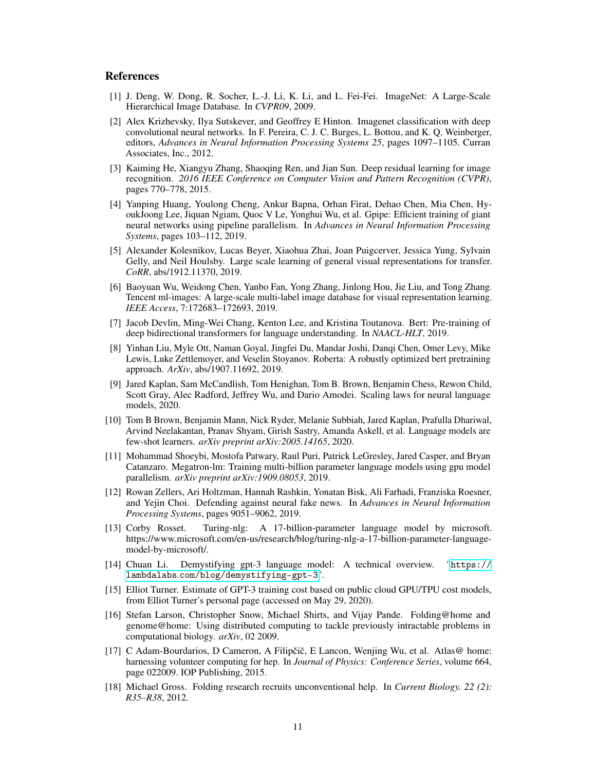## References

[1] J. Deng, W. Dong, R. Socher, L.-J. Li, K. Li, and L. Fei-Fei. ImageNet: A Large-Scale Hierarchical Image Database. In *CVPR09*, 2009.

[2] Alex Krizhevsky, Ilya Sutskever, and Geoffrey E Hinton. Imagenet classification with deep convolutional neural networks. In F. Pereira, C. J. C. Burges, L. Bottou, and K. Q. Weinberger, editors, *Advances in Neural Information Processing Systems 25*, pages 1097–1105. Curran Associates, Inc., 2012.

[3] Kaiming He, Xiangyu Zhang, Shaoqing Ren, and Jian Sun. Deep residual learning for image recognition. *2016 IEEE Conference on Computer Vision and Pattern Recognition (CVPR)*, pages 770–778, 2015.

[4] Yanping Huang, Youlong Cheng, Ankur Bapna, Orhan Firat, Dehao Chen, Mia Chen, HyoukJoong Lee, Jiquan Ngiam, Quoc V Le, Yonghui Wu, et al. Gpipe: Efficient training of giant neural networks using pipeline parallelism. In *Advances in Neural Information Processing Systems*, pages 103–112, 2019.

[5] Alexander Kolesnikov, Lucas Beyer, Xiaohua Zhai, Joan Puigcerver, Jessica Yung, Sylvain Gelly, and Neil Houlsby. Large scale learning of general visual representations for transfer. *CoRR*, abs/1912.11370, 2019.

[6] Baoyuan Wu, Weidong Chen, Yanbo Fan, Yong Zhang, Jinlong Hou, Jie Liu, and Tong Zhang. Tencent ml-images: A large-scale multi-label image database for visual representation learning. *IEEE Access*, 7:172683–172693, 2019.

[7] Jacob Devlin, Ming-Wei Chang, Kenton Lee, and Kristina Toutanova. Bert: Pre-training of deep bidirectional transformers for language understanding. In *NAACL-HLT*, 2019.

[8] Yinhan Liu, Myle Ott, Naman Goyal, Jingfei Du, Mandar Joshi, Danqi Chen, Omer Levy, Mike Lewis, Luke Zettlemoyer, and Veselin Stoyanov. Roberta: A robustly optimized bert pretraining approach. *ArXiv*, abs/1907.11692, 2019.

[9] Jared Kaplan, Sam McCandlish, Tom Henighan, Tom B. Brown, Benjamin Chess, Rewon Child, Scott Gray, Alec Radford, Jeffrey Wu, and Dario Amodei. Scaling laws for neural language models, 2020.

[10] Tom B Brown, Benjamin Mann, Nick Ryder, Melanie Subbiah, Jared Kaplan, Prafulla Dhariwal, Arvind Neelakantan, Pranav Shyam, Girish Sastry, Amanda Askell, et al. Language models are few-shot learners. *arXiv preprint arXiv:2005.14165*, 2020.

[11] Mohammad Shoeybi, Mostofa Patwary, Raul Puri, Patrick LeGresley, Jared Casper, and Bryan Catanzaro. Megatron-lm: Training multi-billion parameter language models using gpu model parallelism. *arXiv preprint arXiv:1909.08053*, 2019.

[12] Rowan Zellers, Ari Holtzman, Hannah Rashkin, Yonatan Bisk, Ali Farhadi, Franziska Roesner, and Yejin Choi. Defending against neural fake news. In *Advances in Neural Information Processing Systems*, pages 9051–9062, 2019.

[13] Corby Rosset. Turing-nlg: A 17-billion-parameter language model by microsoft. https://www.microsoft.com/en-us/research/blog/turing-nlg-a-17-billion-parameter-language-model-by-microsoft/.

[14] Chuan Li. Demystifying gpt-3 language model: A technical overview. '`https://lambdalabs.com/blog/demystifying-gpt-3`'.

[15] Elliot Turner. Estimate of GPT-3 training cost based on public cloud GPU/TPU cost models, from Elliot Turner's personal page (accessed on May 29, 2020).

[16] Stefan Larson, Christopher Snow, Michael Shirts, and Vijay Pande. Folding@home and genome@home: Using distributed computing to tackle previously intractable problems in computational biology. *arXiv*, 02 2009.

[17] C Adam-Bourdarios, D Cameron, A Filipčič, E Lancon, Wenjing Wu, et al. Atlas@ home: harnessing volunteer computing for hep. In *Journal of Physics: Conference Series*, volume 664, page 022009. IOP Publishing, 2015.

[18] Michael Gross. Folding research recruits unconventional help. In *Current Biology. 22 (2): R35–R38*, 2012.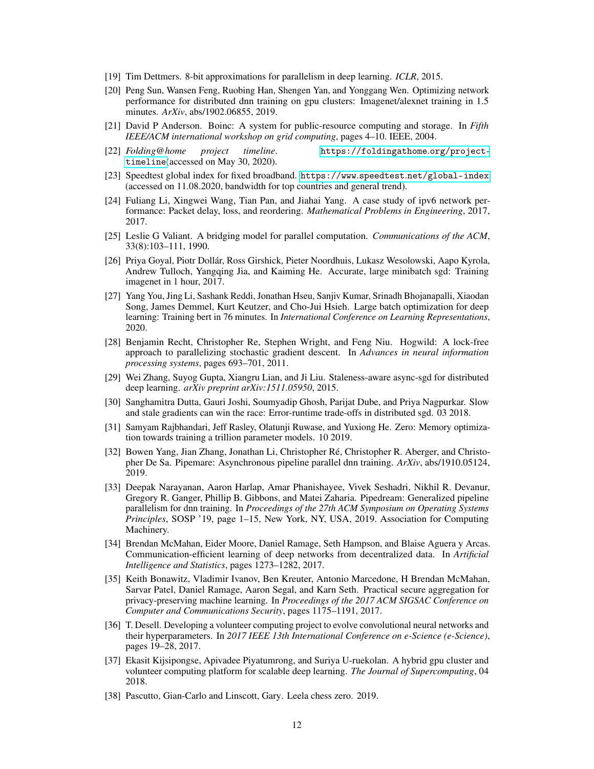[19] Tim Dettmers. 8-bit approximations for parallelism in deep learning. *ICLR*, 2015.

[20] Peng Sun, Wansen Feng, Ruobing Han, Shengen Yan, and Yonggang Wen. Optimizing network performance for distributed dnn training on gpu clusters: Imagenet/alexnet training in 1.5 minutes. *ArXiv*, abs/1902.06855, 2019.

[21] David P Anderson. Boinc: A system for public-resource computing and storage. In *Fifth IEEE/ACM international workshop on grid computing*, pages 4–10. IEEE, 2004.

[22] *Folding@home project timeline*. https://foldingathome.org/project-timeline(accessed on May 30, 2020).

[23] Speedtest global index for fixed broadband. https://www.speedtest.net/global-index (accessed on 11.08.2020, bandwidth for top countries and general trend).

[24] Fuliang Li, Xingwei Wang, Tian Pan, and Jiahai Yang. A case study of ipv6 network performance: Packet delay, loss, and reordering. *Mathematical Problems in Engineering*, 2017, 2017.

[25] Leslie G Valiant. A bridging model for parallel computation. *Communications of the ACM*, 33(8):103–111, 1990.

[26] Priya Goyal, Piotr Dollár, Ross Girshick, Pieter Noordhuis, Lukasz Wesolowski, Aapo Kyrola, Andrew Tulloch, Yangqing Jia, and Kaiming He. Accurate, large minibatch sgd: Training imagenet in 1 hour, 2017.

[27] Yang You, Jing Li, Sashank Reddi, Jonathan Hseu, Sanjiv Kumar, Srinadh Bhojanapalli, Xiaodan Song, James Demmel, Kurt Keutzer, and Cho-Jui Hsieh. Large batch optimization for deep learning: Training bert in 76 minutes. In *International Conference on Learning Representations*, 2020.

[28] Benjamin Recht, Christopher Re, Stephen Wright, and Feng Niu. Hogwild: A lock-free approach to parallelizing stochastic gradient descent. In *Advances in neural information processing systems*, pages 693–701, 2011.

[29] Wei Zhang, Suyog Gupta, Xiangru Lian, and Ji Liu. Staleness-aware async-sgd for distributed deep learning. *arXiv preprint arXiv:1511.05950*, 2015.

[30] Sanghamitra Dutta, Gauri Joshi, Soumyadip Ghosh, Parijat Dube, and Priya Nagpurkar. Slow and stale gradients can win the race: Error-runtime trade-offs in distributed sgd. 03 2018.

[31] Samyam Rajbhandari, Jeff Rasley, Olatunji Ruwase, and Yuxiong He. Zero: Memory optimization towards training a trillion parameter models. 10 2019.

[32] Bowen Yang, Jian Zhang, Jonathan Li, Christopher Ré, Christopher R. Aberger, and Christopher De Sa. Pipemare: Asynchronous pipeline parallel dnn training. *ArXiv*, abs/1910.05124, 2019.

[33] Deepak Narayanan, Aaron Harlap, Amar Phanishayee, Vivek Seshadri, Nikhil R. Devanur, Gregory R. Ganger, Phillip B. Gibbons, and Matei Zaharia. Pipedream: Generalized pipeline parallelism for dnn training. In *Proceedings of the 27th ACM Symposium on Operating Systems Principles*, SOSP '19, page 1–15, New York, NY, USA, 2019. Association for Computing Machinery.

[34] Brendan McMahan, Eider Moore, Daniel Ramage, Seth Hampson, and Blaise Aguera y Arcas. Communication-efficient learning of deep networks from decentralized data. In *Artificial Intelligence and Statistics*, pages 1273–1282, 2017.

[35] Keith Bonawitz, Vladimir Ivanov, Ben Kreuter, Antonio Marcedone, H Brendan McMahan, Sarvar Patel, Daniel Ramage, Aaron Segal, and Karn Seth. Practical secure aggregation for privacy-preserving machine learning. In *Proceedings of the 2017 ACM SIGSAC Conference on Computer and Communications Security*, pages 1175–1191, 2017.

[36] T. Desell. Developing a volunteer computing project to evolve convolutional neural networks and their hyperparameters. In *2017 IEEE 13th International Conference on e-Science (e-Science)*, pages 19–28, 2017.

[37] Ekasit Kijsipongse, Apivadee Piyatumrong, and Suriya U-ruekolan. A hybrid gpu cluster and volunteer computing platform for scalable deep learning. *The Journal of Supercomputing*, 04 2018.

[38] Pascutto, Gian-Carlo and Linscott, Gary. Leela chess zero. 2019.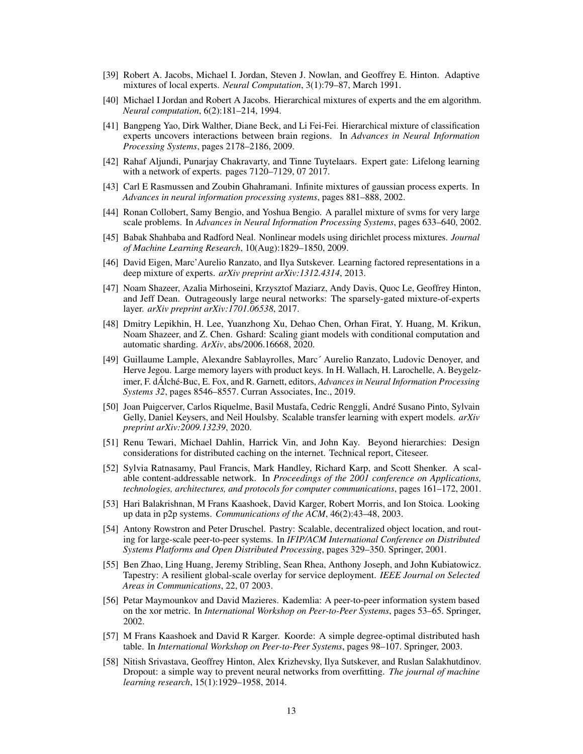[39] Robert A. Jacobs, Michael I. Jordan, Steven J. Nowlan, and Geoffrey E. Hinton. Adaptive mixtures of local experts. *Neural Computation*, 3(1):79–87, March 1991.

[40] Michael I Jordan and Robert A Jacobs. Hierarchical mixtures of experts and the em algorithm. *Neural computation*, 6(2):181–214, 1994.

[41] Bangpeng Yao, Dirk Walther, Diane Beck, and Li Fei-Fei. Hierarchical mixture of classification experts uncovers interactions between brain regions. In *Advances in Neural Information Processing Systems*, pages 2178–2186, 2009.

[42] Rahaf Aljundi, Punarjay Chakravarty, and Tinne Tuytelaars. Expert gate: Lifelong learning with a network of experts. pages 7120–7129, 07 2017.

[43] Carl E Rasmussen and Zoubin Ghahramani. Infinite mixtures of gaussian process experts. In *Advances in neural information processing systems*, pages 881–888, 2002.

[44] Ronan Collobert, Samy Bengio, and Yoshua Bengio. A parallel mixture of svms for very large scale problems. In *Advances in Neural Information Processing Systems*, pages 633–640, 2002.

[45] Babak Shahbaba and Radford Neal. Nonlinear models using dirichlet process mixtures. *Journal of Machine Learning Research*, 10(Aug):1829–1850, 2009.

[46] David Eigen, Marc'Aurelio Ranzato, and Ilya Sutskever. Learning factored representations in a deep mixture of experts. *arXiv preprint arXiv:1312.4314*, 2013.

[47] Noam Shazeer, Azalia Mirhoseini, Krzysztof Maziarz, Andy Davis, Quoc Le, Geoffrey Hinton, and Jeff Dean. Outrageously large neural networks: The sparsely-gated mixture-of-experts layer. *arXiv preprint arXiv:1701.06538*, 2017.

[48] Dmitry Lepikhin, H. Lee, Yuanzhong Xu, Dehao Chen, Orhan Firat, Y. Huang, M. Krikun, Noam Shazeer, and Z. Chen. Gshard: Scaling giant models with conditional computation and automatic sharding. *ArXiv*, abs/2006.16668, 2020.

[49] Guillaume Lample, Alexandre Sablayrolles, Marc´ Aurelio Ranzato, Ludovic Denoyer, and Herve Jegou. Large memory layers with product keys. In H. Wallach, H. Larochelle, A. Beygelzimer, F. dÁlché-Buc, E. Fox, and R. Garnett, editors, *Advances in Neural Information Processing Systems 32*, pages 8546–8557. Curran Associates, Inc., 2019.

[50] Joan Puigcerver, Carlos Riquelme, Basil Mustafa, Cedric Renggli, André Susano Pinto, Sylvain Gelly, Daniel Keysers, and Neil Houlsby. Scalable transfer learning with expert models. *arXiv preprint arXiv:2009.13239*, 2020.

[51] Renu Tewari, Michael Dahlin, Harrick Vin, and John Kay. Beyond hierarchies: Design considerations for distributed caching on the internet. Technical report, Citeseer.

[52] Sylvia Ratnasamy, Paul Francis, Mark Handley, Richard Karp, and Scott Shenker. A scalable content-addressable network. In *Proceedings of the 2001 conference on Applications, technologies, architectures, and protocols for computer communications*, pages 161–172, 2001.

[53] Hari Balakrishnan, M Frans Kaashoek, David Karger, Robert Morris, and Ion Stoica. Looking up data in p2p systems. *Communications of the ACM*, 46(2):43–48, 2003.

[54] Antony Rowstron and Peter Druschel. Pastry: Scalable, decentralized object location, and routing for large-scale peer-to-peer systems. In *IFIP/ACM International Conference on Distributed Systems Platforms and Open Distributed Processing*, pages 329–350. Springer, 2001.

[55] Ben Zhao, Ling Huang, Jeremy Stribling, Sean Rhea, Anthony Joseph, and John Kubiatowicz. Tapestry: A resilient global-scale overlay for service deployment. *IEEE Journal on Selected Areas in Communications*, 22, 07 2003.

[56] Petar Maymounkov and David Mazieres. Kademlia: A peer-to-peer information system based on the xor metric. In *International Workshop on Peer-to-Peer Systems*, pages 53–65. Springer, 2002.

[57] M Frans Kaashoek and David R Karger. Koorde: A simple degree-optimal distributed hash table. In *International Workshop on Peer-to-Peer Systems*, pages 98–107. Springer, 2003.

[58] Nitish Srivastava, Geoffrey Hinton, Alex Krizhevsky, Ilya Sutskever, and Ruslan Salakhutdinov. Dropout: a simple way to prevent neural networks from overfitting. *The journal of machine learning research*, 15(1):1929–1958, 2014.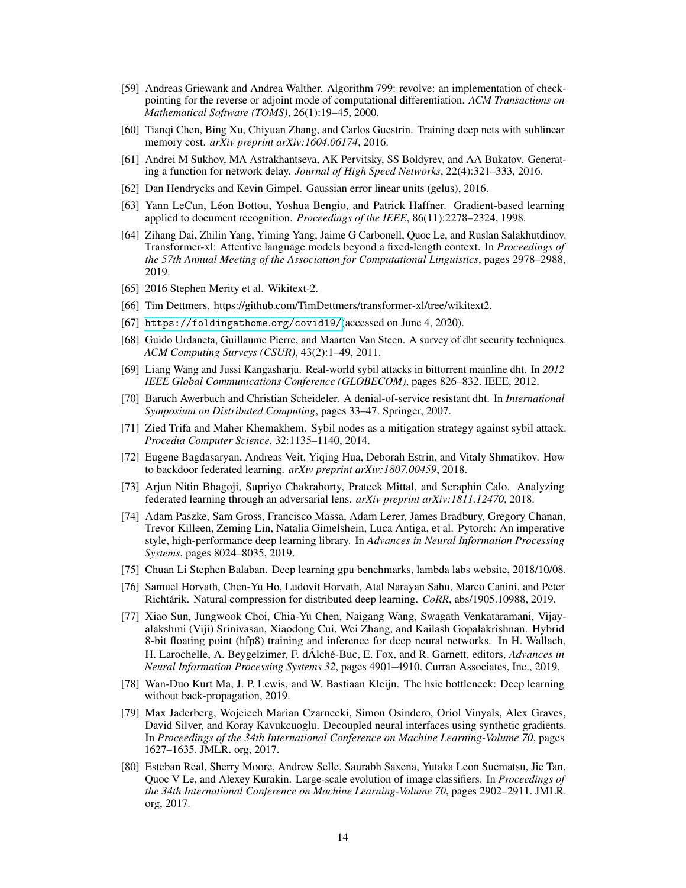[59] Andreas Griewank and Andrea Walther. Algorithm 799: revolve: an implementation of checkpointing for the reverse or adjoint mode of computational differentiation. *ACM Transactions on Mathematical Software (TOMS)*, 26(1):19–45, 2000.

[60] Tianqi Chen, Bing Xu, Chiyuan Zhang, and Carlos Guestrin. Training deep nets with sublinear memory cost. *arXiv preprint arXiv:1604.06174*, 2016.

[61] Andrei M Sukhov, MA Astrakhantseva, AK Pervitsky, SS Boldyrev, and AA Bukatov. Generating a function for network delay. *Journal of High Speed Networks*, 22(4):321–333, 2016.

[62] Dan Hendrycks and Kevin Gimpel. Gaussian error linear units (gelus), 2016.

[63] Yann LeCun, Léon Bottou, Yoshua Bengio, and Patrick Haffner. Gradient-based learning applied to document recognition. *Proceedings of the IEEE*, 86(11):2278–2324, 1998.

[64] Zihang Dai, Zhilin Yang, Yiming Yang, Jaime G Carbonell, Quoc Le, and Ruslan Salakhutdinov. Transformer-xl: Attentive language models beyond a fixed-length context. In *Proceedings of the 57th Annual Meeting of the Association for Computational Linguistics*, pages 2978–2988, 2019.

[65] 2016 Stephen Merity et al. Wikitext-2.

[66] Tim Dettmers. https://github.com/TimDettmers/transformer-xl/tree/wikitext2.

[67] https://foldingathome.org/covid19/ (accessed on June 4, 2020).

[68] Guido Urdaneta, Guillaume Pierre, and Maarten Van Steen. A survey of dht security techniques. *ACM Computing Surveys (CSUR)*, 43(2):1–49, 2011.

[69] Liang Wang and Jussi Kangasharju. Real-world sybil attacks in bittorrent mainline dht. In *2012 IEEE Global Communications Conference (GLOBECOM)*, pages 826–832. IEEE, 2012.

[70] Baruch Awerbuch and Christian Scheideler. A denial-of-service resistant dht. In *International Symposium on Distributed Computing*, pages 33–47. Springer, 2007.

[71] Zied Trifa and Maher Khemakhem. Sybil nodes as a mitigation strategy against sybil attack. *Procedia Computer Science*, 32:1135–1140, 2014.

[72] Eugene Bagdasaryan, Andreas Veit, Yiqing Hua, Deborah Estrin, and Vitaly Shmatikov. How to backdoor federated learning. *arXiv preprint arXiv:1807.00459*, 2018.

[73] Arjun Nitin Bhagoji, Supriyo Chakraborty, Prateek Mittal, and Seraphin Calo. Analyzing federated learning through an adversarial lens. *arXiv preprint arXiv:1811.12470*, 2018.

[74] Adam Paszke, Sam Gross, Francisco Massa, Adam Lerer, James Bradbury, Gregory Chanan, Trevor Killeen, Zeming Lin, Natalia Gimelshein, Luca Antiga, et al. Pytorch: An imperative style, high-performance deep learning library. In *Advances in Neural Information Processing Systems*, pages 8024–8035, 2019.

[75] Chuan Li Stephen Balaban. Deep learning gpu benchmarks, lambda labs website, 2018/10/08.

[76] Samuel Horvath, Chen-Yu Ho, Ludovit Horvath, Atal Narayan Sahu, Marco Canini, and Peter Richtárik. Natural compression for distributed deep learning. *CoRR*, abs/1905.10988, 2019.

[77] Xiao Sun, Jungwook Choi, Chia-Yu Chen, Naigang Wang, Swagath Venkataramani, Vijayalakshmi (Viji) Srinivasan, Xiaodong Cui, Wei Zhang, and Kailash Gopalakrishnan. Hybrid 8-bit floating point (hfp8) training and inference for deep neural networks. In H. Wallach, H. Larochelle, A. Beygelzimer, F. dÁlché-Buc, E. Fox, and R. Garnett, editors, *Advances in Neural Information Processing Systems 32*, pages 4901–4910. Curran Associates, Inc., 2019.

[78] Wan-Duo Kurt Ma, J. P. Lewis, and W. Bastiaan Kleijn. The hsic bottleneck: Deep learning without back-propagation, 2019.

[79] Max Jaderberg, Wojciech Marian Czarnecki, Simon Osindero, Oriol Vinyals, Alex Graves, David Silver, and Koray Kavukcuoglu. Decoupled neural interfaces using synthetic gradients. In *Proceedings of the 34th International Conference on Machine Learning-Volume 70*, pages 1627–1635. JMLR. org, 2017.

[80] Esteban Real, Sherry Moore, Andrew Selle, Saurabh Saxena, Yutaka Leon Suematsu, Jie Tan, Quoc V Le, and Alexey Kurakin. Large-scale evolution of image classifiers. In *Proceedings of the 34th International Conference on Machine Learning-Volume 70*, pages 2902–2911. JMLR. org, 2017.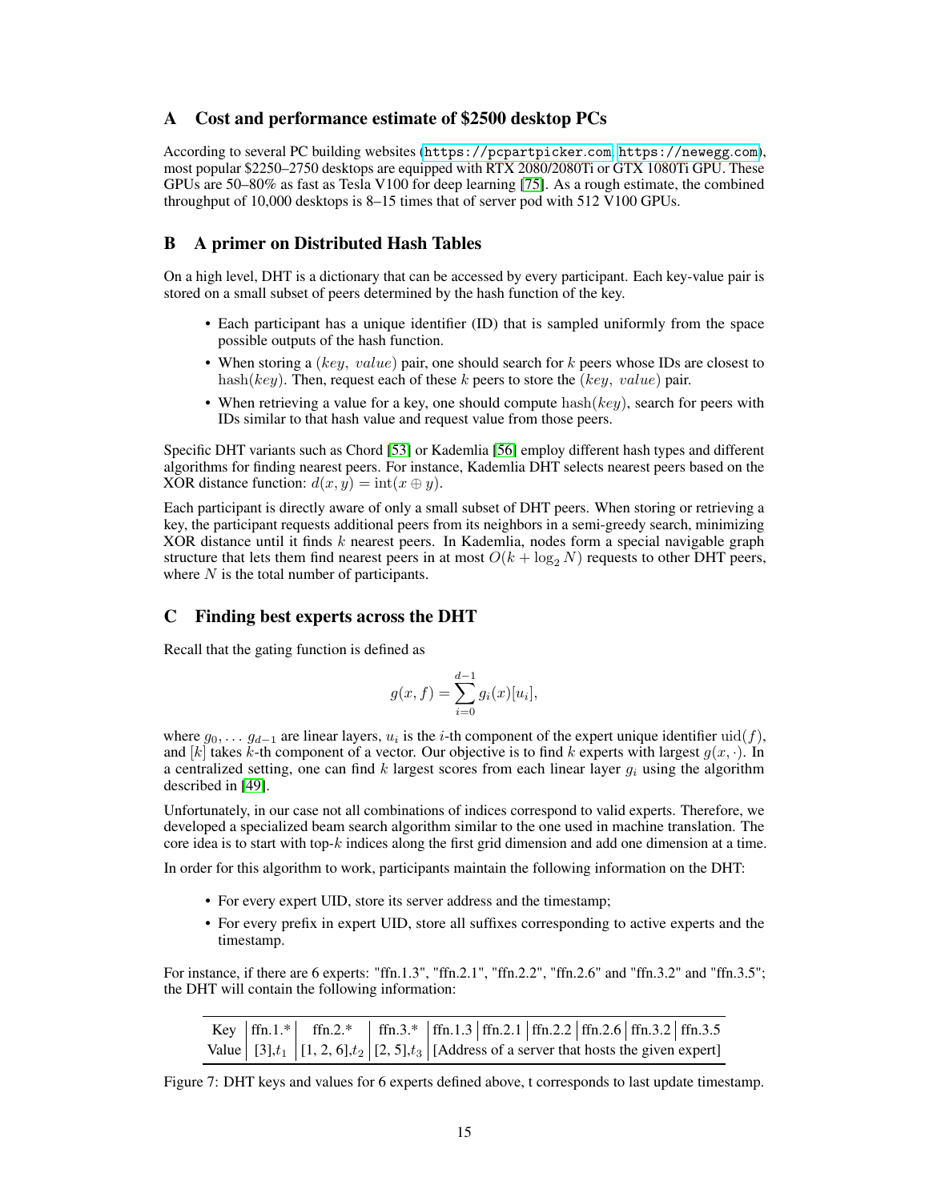## A Cost and performance estimate of $2500 desktop PCs

According to several PC building websites (https://pcpartpicker.com, https://newegg.com), most popular $2250–2750 desktops are equipped with RTX 2080/2080Ti or GTX 1080Ti GPU. These GPUs are 50–80% as fast as Tesla V100 for deep learning [75]. As a rough estimate, the combined throughput of 10,000 desktops is 8–15 times that of server pod with 512 V100 GPUs.

## B A primer on Distributed Hash Tables

On a high level, DHT is a dictionary that can be accessed by every participant. Each key-value pair is stored on a small subset of peers determined by the hash function of the key.

- Each participant has a unique identifier (ID) that is sampled uniformly from the space possible outputs of the hash function.
- When storing a $(key,\ value)$ pair, one should search for $k$ peers whose IDs are closest to $\text{hash}(key)$. Then, request each of these $k$ peers to store the $(key,\ value)$ pair.
- When retrieving a value for a key, one should compute $\text{hash}(key)$, search for peers with IDs similar to that hash value and request value from those peers.

Specific DHT variants such as Chord [53] or Kademlia [56] employ different hash types and different algorithms for finding nearest peers. For instance, Kademlia DHT selects nearest peers based on the XOR distance function: $d(x,y) = \text{int}(x \oplus y)$.

Each participant is directly aware of only a small subset of DHT peers. When storing or retrieving a key, the participant requests additional peers from its neighbors in a semi-greedy search, minimizing XOR distance until it finds $k$ nearest peers. In Kademlia, nodes form a special navigable graph structure that lets them find nearest peers in at most $O(k + \log_2 N)$ requests to other DHT peers, where $N$ is the total number of participants.

## C Finding best experts across the DHT

Recall that the gating function is defined as

$$g(x, f) = \sum_{i=0}^{d-1} g_i(x)[u_i],$$

where $g_0, \ldots g_{d-1}$ are linear layers, $u_i$ is the $i$-th component of the expert unique identifier $\text{uid}(f)$, and $[k]$ takes $k$-th component of a vector. Our objective is to find $k$ experts with largest $g(x, \cdot)$. In a centralized setting, one can find $k$ largest scores from each linear layer $g_i$ using the algorithm described in [49].

Unfortunately, in our case not all combinations of indices correspond to valid experts. Therefore, we developed a specialized beam search algorithm similar to the one used in machine translation. The core idea is to start with top-$k$ indices along the first grid dimension and add one dimension at a time.

In order for this algorithm to work, participants maintain the following information on the DHT:

- For every expert UID, store its server address and the timestamp;
- For every prefix in expert UID, store all suffixes corresponding to active experts and the timestamp.

For instance, if there are 6 experts: "ffn.1.3", "ffn.2.1", "ffn.2.2", "ffn.2.6" and "ffn.3.2" and "ffn.3.5"; the DHT will contain the following information:

| Key | ffn.1.* | ffn.2.* | ffn.3.* | ffn.1.3 | ffn.2.1 | ffn.2.2 | ffn.2.6 | ffn.3.2 | ffn.3.5 |
|---|---|---|---|---|---|---|---|---|---|
| Value | [3],$t_1$ | [1, 2, 6],$t_2$ | [2, 5],$t_3$ | [Address of a server that hosts the given expert] | | | | | |

Figure 7: DHT keys and values for 6 experts defined above, t corresponds to last update timestamp.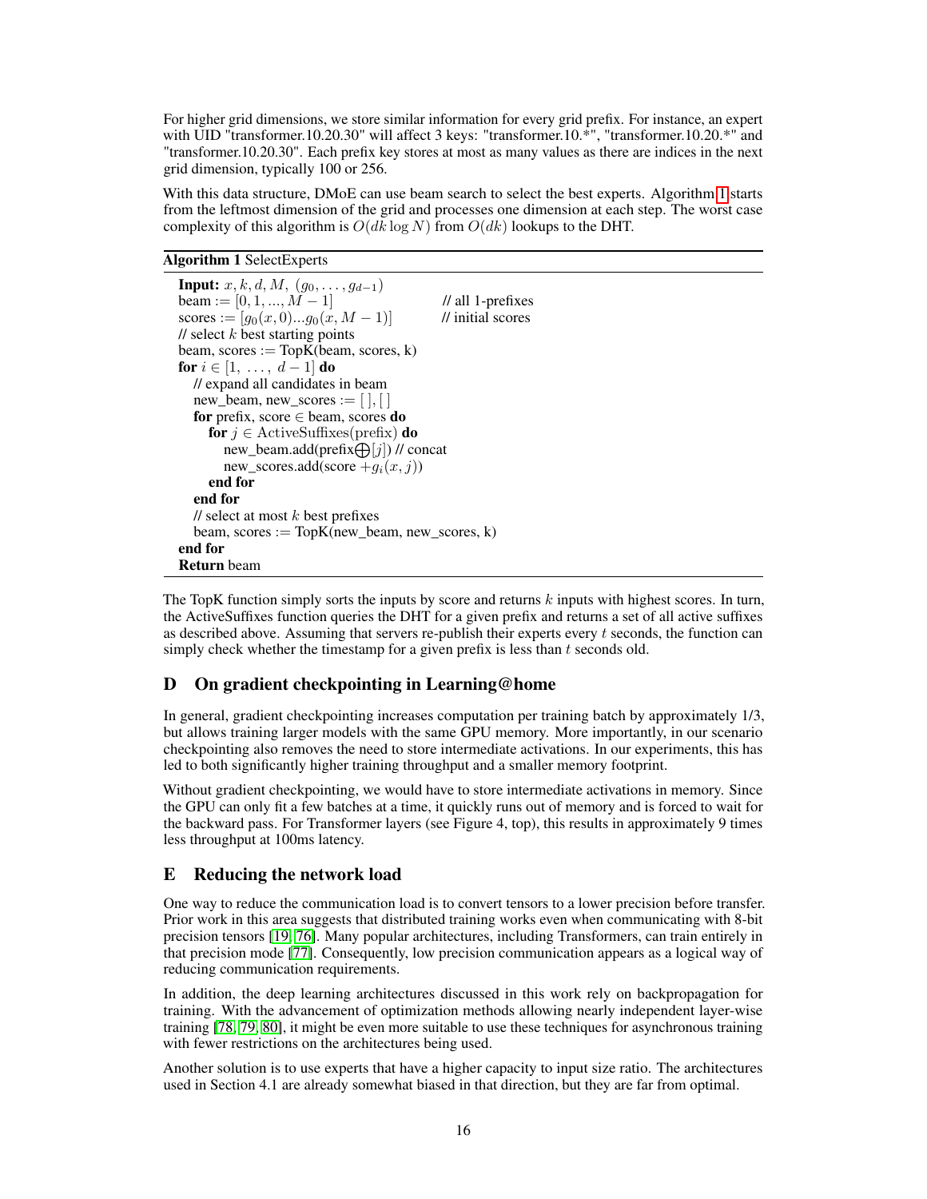For higher grid dimensions, we store similar information for every grid prefix. For instance, an expert with UID "transformer.10.20.30" will affect 3 keys: "transformer.10.*", "transformer.10.20.*" and "transformer.10.20.30". Each prefix key stores at most as many values as there are indices in the next grid dimension, typically 100 or 256.

With this data structure, DMoE can use beam search to select the best experts. Algorithm 1 starts from the leftmost dimension of the grid and processes one dimension at each step. The worst case complexity of this algorithm is $O(dk \log N)$ from $O(dk)$ lookups to the DHT.

**Algorithm 1** SelectExperts

```
Input: x, k, d, M, (g_0, ..., g_{d-1})
beam := [0, 1, ..., M − 1]                 // all 1-prefixes
scores := [g_0(x, 0)...g_0(x, M − 1)]       // initial scores
// select k best starting points
beam, scores := TopK(beam, scores, k)
for i ∈ [1, ..., d − 1] do
    // expand all candidates in beam
    new_beam, new_scores := [ ], [ ]
    for prefix, score ∈ beam, scores do
        for j ∈ ActiveSuffixes(prefix) do
            new_beam.add(prefix ⊕ [j]) // concat
            new_scores.add(score + g_i(x, j))
        end for
    end for
    // select at most k best prefixes
    beam, scores := TopK(new_beam, new_scores, k)
end for
Return beam
```

The TopK function simply sorts the inputs by score and returns $k$ inputs with highest scores. In turn, the ActiveSuffixes function queries the DHT for a given prefix and returns a set of all active suffixes as described above. Assuming that servers re-publish their experts every $t$ seconds, the function can simply check whether the timestamp for a given prefix is less than $t$ seconds old.

## D On gradient checkpointing in Learning@home

In general, gradient checkpointing increases computation per training batch by approximately 1/3, but allows training larger models with the same GPU memory. More importantly, in our scenario checkpointing also removes the need to store intermediate activations. In our experiments, this has led to both significantly higher training throughput and a smaller memory footprint.

Without gradient checkpointing, we would have to store intermediate activations in memory. Since the GPU can only fit a few batches at a time, it quickly runs out of memory and is forced to wait for the backward pass. For Transformer layers (see Figure 4, top), this results in approximately 9 times less throughput at 100ms latency.

## E Reducing the network load

One way to reduce the communication load is to convert tensors to a lower precision before transfer. Prior work in this area suggests that distributed training works even when communicating with 8-bit precision tensors [19, 76]. Many popular architectures, including Transformers, can train entirely in that precision mode [77]. Consequently, low precision communication appears as a logical way of reducing communication requirements.

In addition, the deep learning architectures discussed in this work rely on backpropagation for training. With the advancement of optimization methods allowing nearly independent layer-wise training [78, 79, 80], it might be even more suitable to use these techniques for asynchronous training with fewer restrictions on the architectures being used.

Another solution is to use experts that have a higher capacity to input size ratio. The architectures used in Section 4.1 are already somewhat biased in that direction, but they are far from optimal.